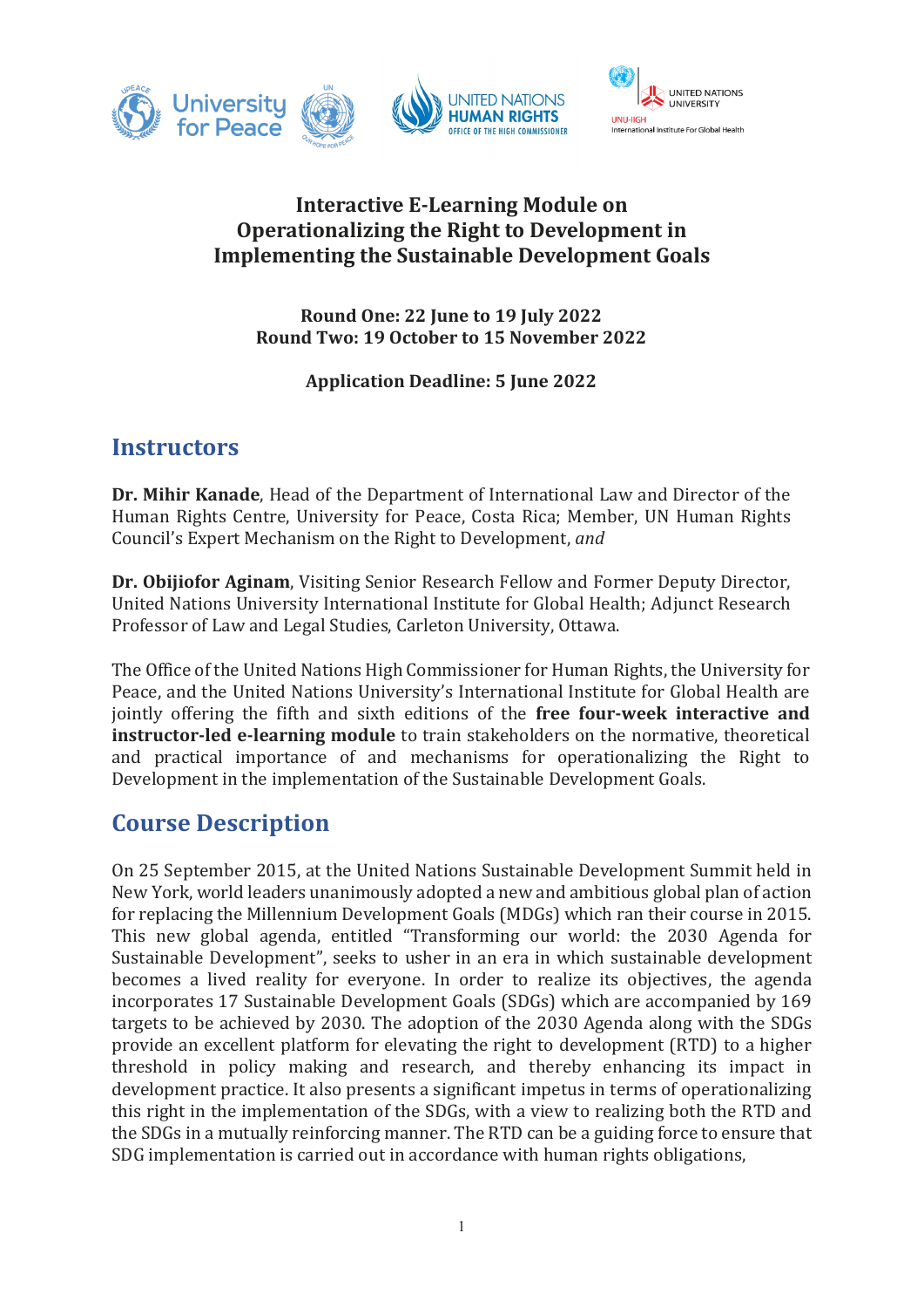# Interactive E-Learning Module on Operationalizing the Right to Development in Implementing the Sustainable Development Goals

**Round One: 22 June to 19 July 2022**
**Round Two: 19 October to 15 November 2022**

**Application Deadline: 5 June 2022**

## Instructors

**Dr. Mihir Kanade**, Head of the Department of International Law and Director of the Human Rights Centre, University for Peace, Costa Rica; Member, UN Human Rights Council's Expert Mechanism on the Right to Development, *and*

**Dr. Obijiofor Aginam**, Visiting Senior Research Fellow and Former Deputy Director, United Nations University International Institute for Global Health; Adjunct Research Professor of Law and Legal Studies, Carleton University, Ottawa.

The Office of the United Nations High Commissioner for Human Rights, the University for Peace, and the United Nations University's International Institute for Global Health are jointly offering the fifth and sixth editions of the **free four-week interactive and instructor-led e-learning module** to train stakeholders on the normative, theoretical and practical importance of and mechanisms for operationalizing the Right to Development in the implementation of the Sustainable Development Goals.

## Course Description

On 25 September 2015, at the United Nations Sustainable Development Summit held in New York, world leaders unanimously adopted a new and ambitious global plan of action for replacing the Millennium Development Goals (MDGs) which ran their course in 2015. This new global agenda, entitled "Transforming our world: the 2030 Agenda for Sustainable Development", seeks to usher in an era in which sustainable development becomes a lived reality for everyone. In order to realize its objectives, the agenda incorporates 17 Sustainable Development Goals (SDGs) which are accompanied by 169 targets to be achieved by 2030. The adoption of the 2030 Agenda along with the SDGs provide an excellent platform for elevating the right to development (RTD) to a higher threshold in policy making and research, and thereby enhancing its impact in development practice. It also presents a significant impetus in terms of operationalizing this right in the implementation of the SDGs, with a view to realizing both the RTD and the SDGs in a mutually reinforcing manner. The RTD can be a guiding force to ensure that SDG implementation is carried out in accordance with human rights obligations,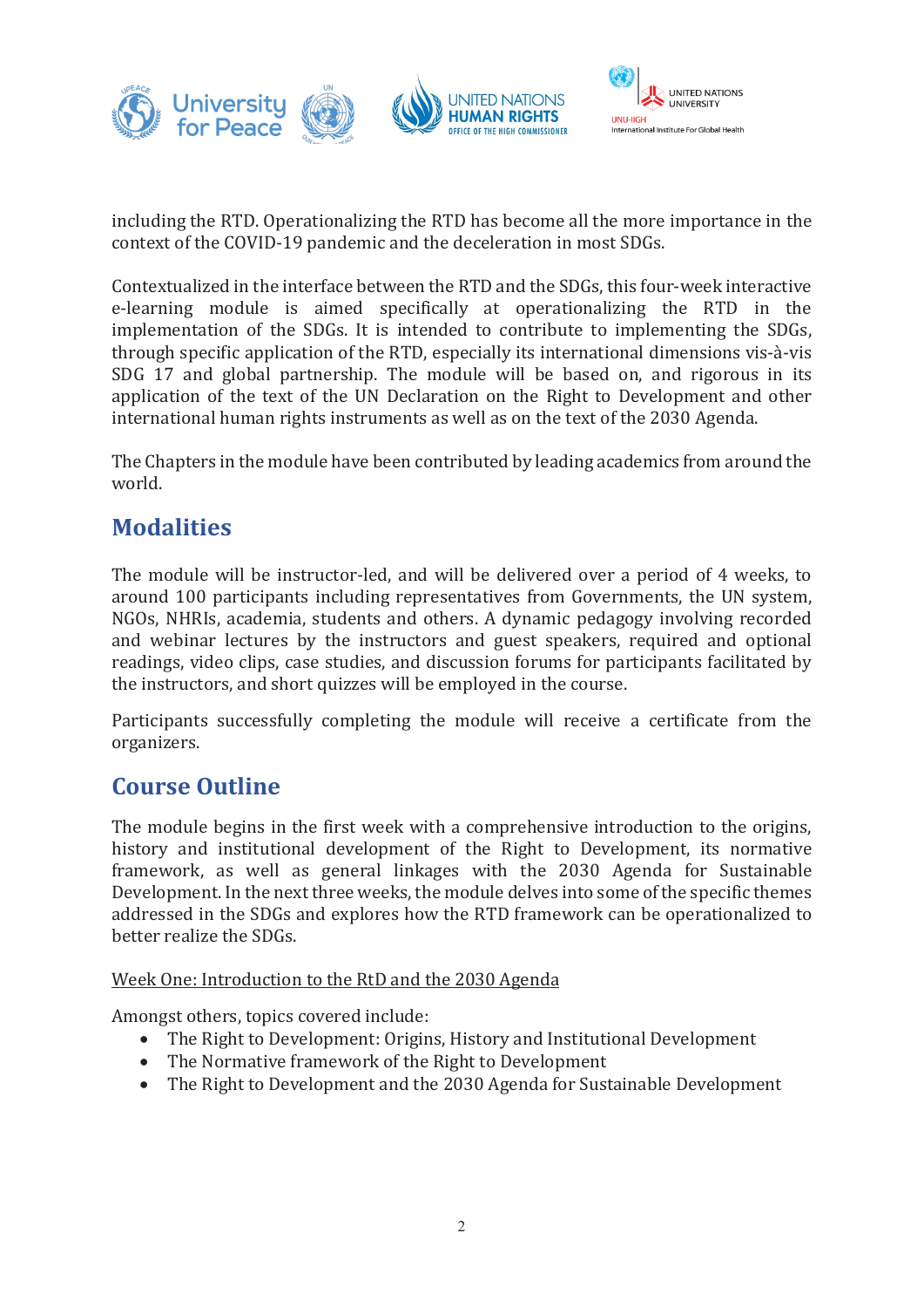including the RTD. Operationalizing the RTD has become all the more importance in the context of the COVID-19 pandemic and the deceleration in most SDGs.

Contextualized in the interface between the RTD and the SDGs, this four-week interactive e-learning module is aimed specifically at operationalizing the RTD in the implementation of the SDGs. It is intended to contribute to implementing the SDGs, through specific application of the RTD, especially its international dimensions vis-à-vis SDG 17 and global partnership. The module will be based on, and rigorous in its application of the text of the UN Declaration on the Right to Development and other international human rights instruments as well as on the text of the 2030 Agenda.

The Chapters in the module have been contributed by leading academics from around the world.

## Modalities

The module will be instructor-led, and will be delivered over a period of 4 weeks, to around 100 participants including representatives from Governments, the UN system, NGOs, NHRIs, academia, students and others. A dynamic pedagogy involving recorded and webinar lectures by the instructors and guest speakers, required and optional readings, video clips, case studies, and discussion forums for participants facilitated by the instructors, and short quizzes will be employed in the course.

Participants successfully completing the module will receive a certificate from the organizers.

## Course Outline

The module begins in the first week with a comprehensive introduction to the origins, history and institutional development of the Right to Development, its normative framework, as well as general linkages with the 2030 Agenda for Sustainable Development. In the next three weeks, the module delves into some of the specific themes addressed in the SDGs and explores how the RTD framework can be operationalized to better realize the SDGs.

<u>Week One: Introduction to the RtD and the 2030 Agenda</u>

Amongst others, topics covered include:

- The Right to Development: Origins, History and Institutional Development
- The Normative framework of the Right to Development
- The Right to Development and the 2030 Agenda for Sustainable Development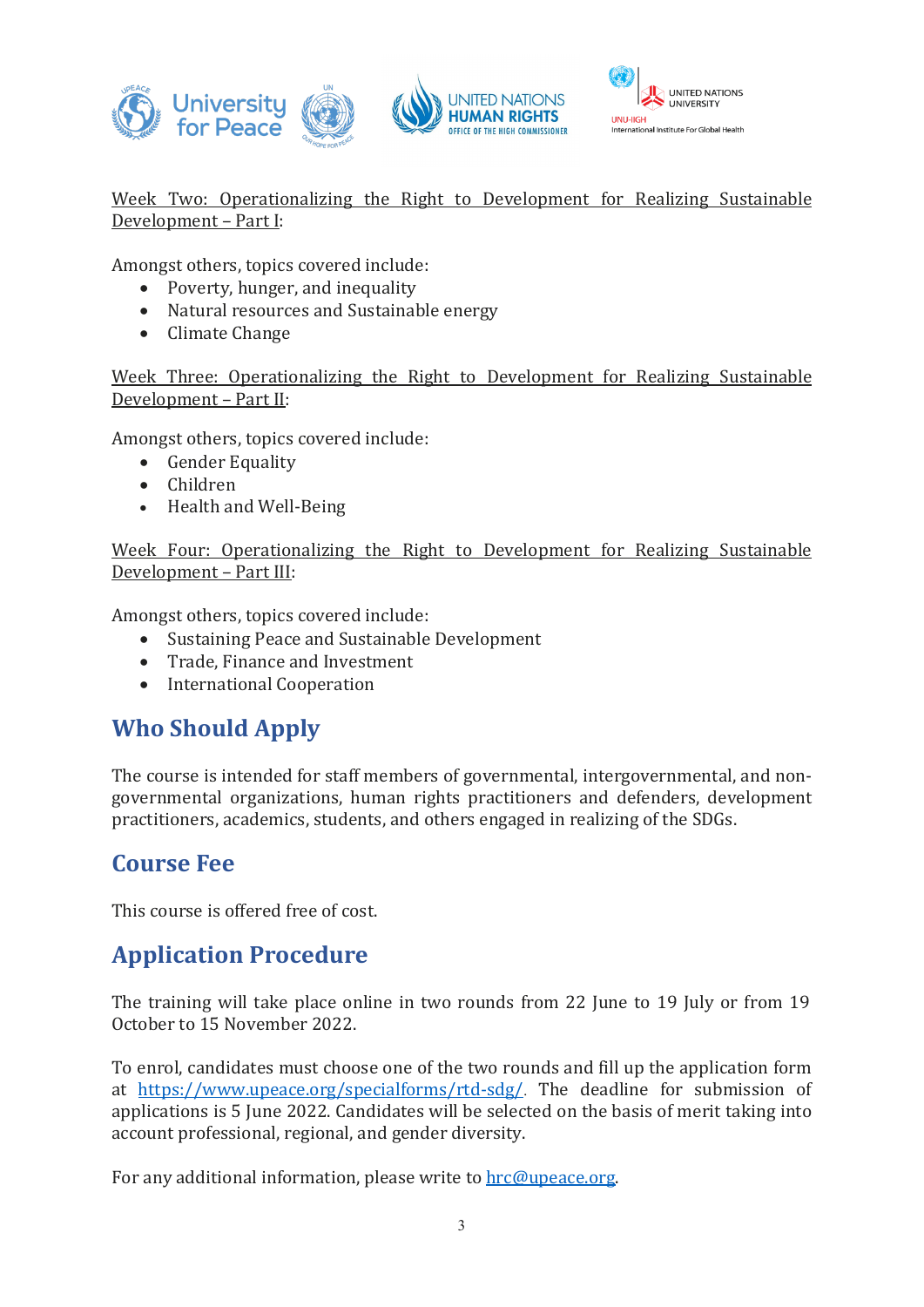Week Two: Operationalizing the Right to Development for Realizing Sustainable Development – Part I:

Amongst others, topics covered include:

- Poverty, hunger, and inequality
- Natural resources and Sustainable energy
- Climate Change

Week Three: Operationalizing the Right to Development for Realizing Sustainable Development – Part II:

Amongst others, topics covered include:

- Gender Equality
- Children
- Health and Well-Being

Week Four: Operationalizing the Right to Development for Realizing Sustainable Development – Part III:

Amongst others, topics covered include:

- Sustaining Peace and Sustainable Development
- Trade, Finance and Investment
- International Cooperation

## Who Should Apply

The course is intended for staff members of governmental, intergovernmental, and non-governmental organizations, human rights practitioners and defenders, development practitioners, academics, students, and others engaged in realizing of the SDGs.

## Course Fee

This course is offered free of cost.

## Application Procedure

The training will take place online in two rounds from 22 June to 19 July or from 19 October to 15 November 2022.

To enrol, candidates must choose one of the two rounds and fill up the application form at https://www.upeace.org/specialforms/rtd-sdg/. The deadline for submission of applications is 5 June 2022. Candidates will be selected on the basis of merit taking into account professional, regional, and gender diversity.

For any additional information, please write to hrc@upeace.org.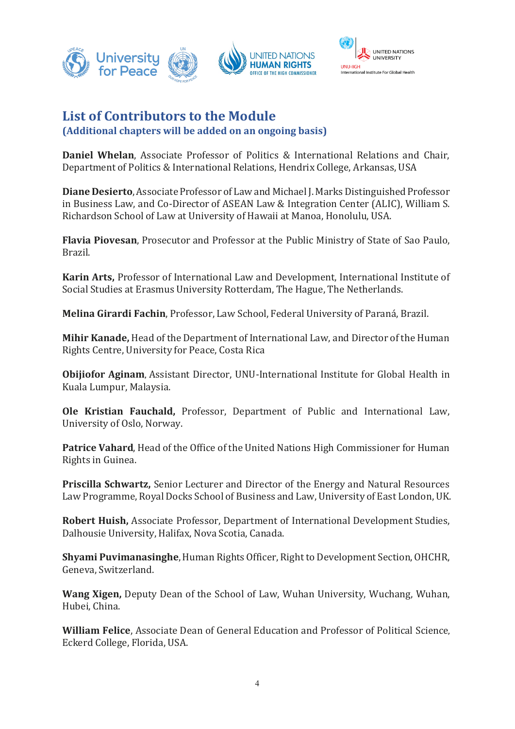## List of Contributors to the Module

**(Additional chapters will be added on an ongoing basis)**

**Daniel Whelan**, Associate Professor of Politics & International Relations and Chair, Department of Politics & International Relations, Hendrix College, Arkansas, USA

**Diane Desierto**, Associate Professor of Law and Michael J. Marks Distinguished Professor in Business Law, and Co-Director of ASEAN Law & Integration Center (ALIC), William S. Richardson School of Law at University of Hawaii at Manoa, Honolulu, USA.

**Flavia Piovesan**, Prosecutor and Professor at the Public Ministry of State of Sao Paulo, Brazil.

**Karin Arts,** Professor of International Law and Development, International Institute of Social Studies at Erasmus University Rotterdam, The Hague, The Netherlands.

**Melina Girardi Fachin**, Professor, Law School, Federal University of Paraná, Brazil.

**Mihir Kanade,** Head of the Department of International Law, and Director of the Human Rights Centre, University for Peace, Costa Rica

**Obijiofor Aginam**, Assistant Director, UNU-International Institute for Global Health in Kuala Lumpur, Malaysia.

**Ole Kristian Fauchald,** Professor, Department of Public and International Law, University of Oslo, Norway.

**Patrice Vahard**, Head of the Office of the United Nations High Commissioner for Human Rights in Guinea.

**Priscilla Schwartz,** Senior Lecturer and Director of the Energy and Natural Resources Law Programme, Royal Docks School of Business and Law, University of East London, UK.

**Robert Huish,** Associate Professor, Department of International Development Studies, Dalhousie University, Halifax, Nova Scotia, Canada.

**Shyami Puvimanasinghe**, Human Rights Officer, Right to Development Section, OHCHR, Geneva, Switzerland.

**Wang Xigen,** Deputy Dean of the School of Law, Wuhan University, Wuchang, Wuhan, Hubei, China.

**William Felice**, Associate Dean of General Education and Professor of Political Science, Eckerd College, Florida, USA.